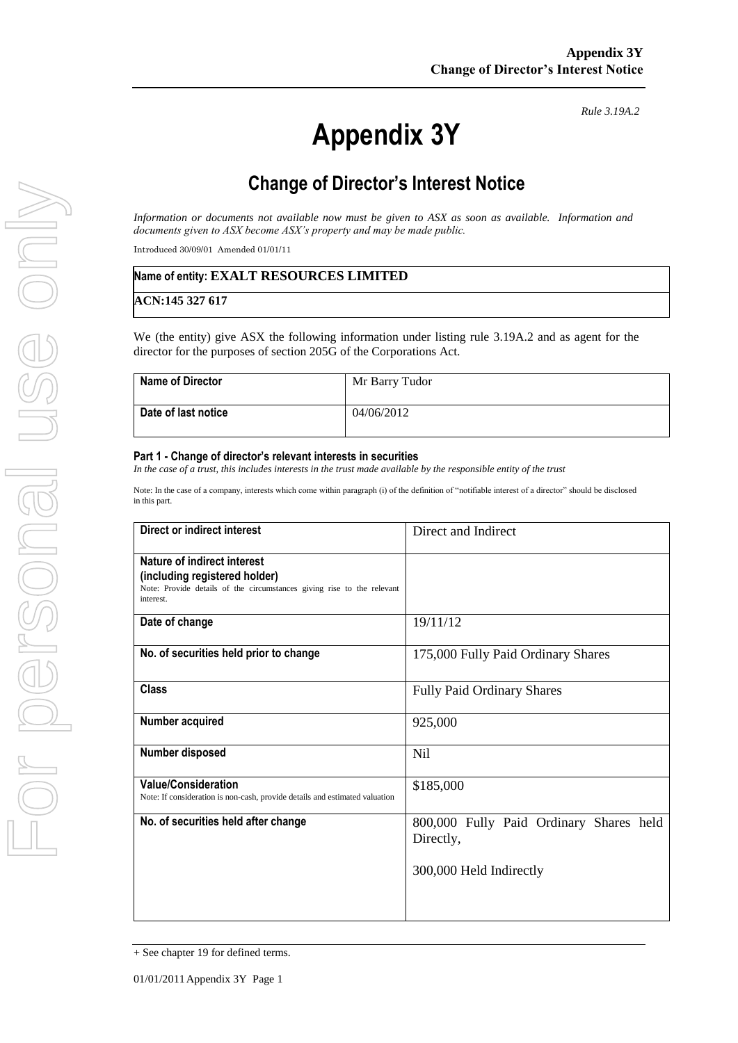Rule 3.19A.2

# Appendix 3Y

## Change of Director's Interest Notice

*Information or documents not available now must be given to ASX as soon as available. Information and documents given to ASX become ASX's property and may be made public.*

Introduced 30/09/01 Amended 01/01/11

| Name of entity: **EXALT RESOURCES LIMITED** |
|---|
| **ACN:145 327 617** |

We (the entity) give ASX the following information under listing rule 3.19A.2 and as agent for the director for the purposes of section 205G of the Corporations Act.

| **Name of Director** | Mr Barry Tudor |
|---|---|
| **Date of last notice** | 04/06/2012 |

### Part 1 - Change of director's relevant interests in securities

*In the case of a trust, this includes interests in the trust made available by the responsible entity of the trust*

Note: In the case of a company, interests which come within paragraph (i) of the definition of "notifiable interest of a director" should be disclosed in this part.

| **Direct or indirect interest** | Direct and Indirect |
|---|---|
| **Nature of indirect interest (including registered holder)** Note: Provide details of the circumstances giving rise to the relevant interest. | |
| **Date of change** | 19/11/12 |
| **No. of securities held prior to change** | 175,000 Fully Paid Ordinary Shares |
| **Class** | Fully Paid Ordinary Shares |
| **Number acquired** | 925,000 |
| **Number disposed** | Nil |
| **Value/Consideration** Note: If consideration is non-cash, provide details and estimated valuation | $185,000 |
| **No. of securities held after change** | 800,000 Fully Paid Ordinary Shares held Directly, 300,000 Held Indirectly |

+ See chapter 19 for defined terms.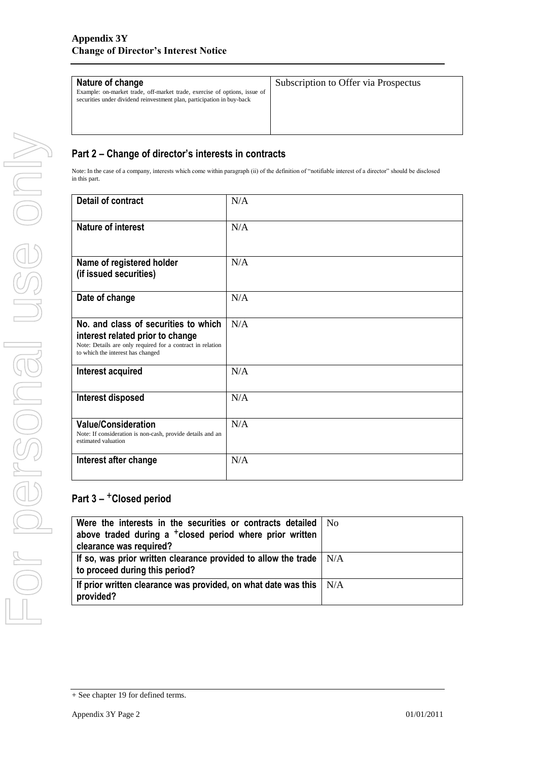| | |
|---|---|
| **Nature of change**<br>Example: on-market trade, off-market trade, exercise of options, issue of securities under dividend reinvestment plan, participation in buy-back | Subscription to Offer via Prospectus |

## Part 2 – Change of director's interests in contracts

Note: In the case of a company, interests which come within paragraph (ii) of the definition of "notifiable interest of a director" should be disclosed in this part.

| | |
|---|---|
| **Detail of contract** | N/A |
| **Nature of interest** | N/A |
| **Name of registered holder (if issued securities)** | N/A |
| **Date of change** | N/A |
| **No. and class of securities to which interest related prior to change**<br>Note: Details are only required for a contract in relation to which the interest has changed | N/A |
| **Interest acquired** | N/A |
| **Interest disposed** | N/A |
| **Value/Consideration**<br>Note: If consideration is non-cash, provide details and an estimated valuation | N/A |
| **Interest after change** | N/A |

## Part 3 – +Closed period

| | |
|---|---|
| **Were the interests in the securities or contracts detailed above traded during a +closed period where prior written clearance was required?** | No |
| **If so, was prior written clearance provided to allow the trade to proceed during this period?** | N/A |
| **If prior written clearance was provided, on what date was this provided?** | N/A |

+ See chapter 19 for defined terms.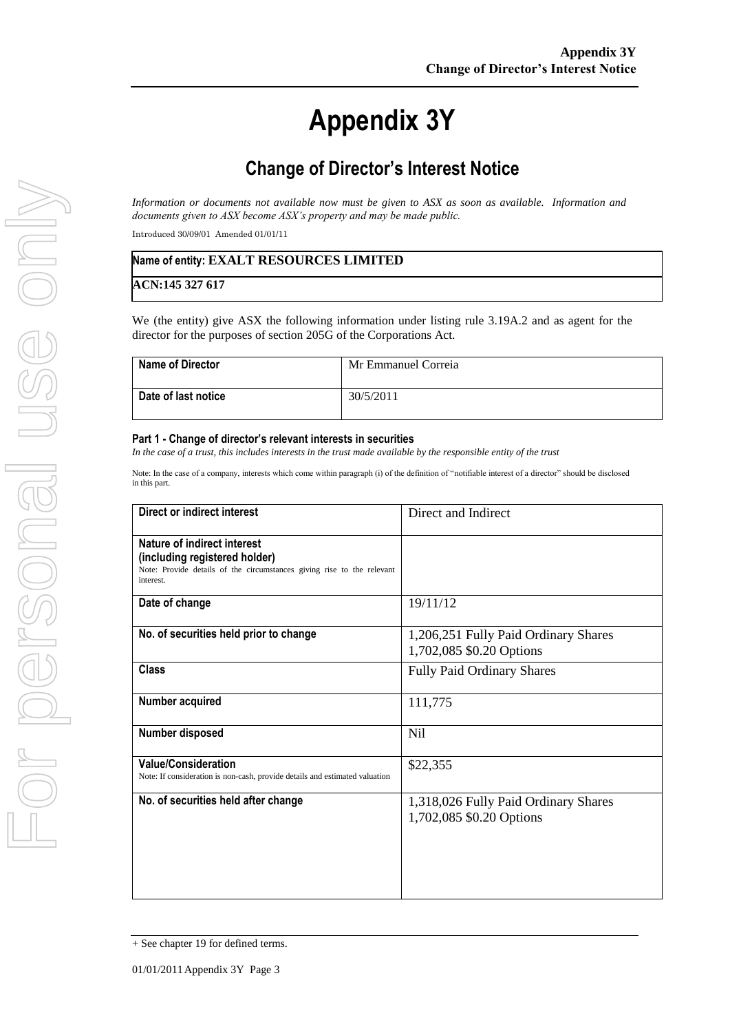# Appendix 3Y

## Change of Director's Interest Notice

*Information or documents not available now must be given to ASX as soon as available. Information and documents given to ASX become ASX's property and may be made public.*

Introduced 30/09/01 Amended 01/01/11

| |
|---|
| **Name of entity: EXALT RESOURCES LIMITED** |
| **ACN:145 327 617** |

We (the entity) give ASX the following information under listing rule 3.19A.2 and as agent for the director for the purposes of section 205G of the Corporations Act.

| | |
|---|---|
| **Name of Director** | Mr Emmanuel Correia |
| **Date of last notice** | 30/5/2011 |

#### Part 1 - Change of director's relevant interests in securities

*In the case of a trust, this includes interests in the trust made available by the responsible entity of the trust*

Note: In the case of a company, interests which come within paragraph (i) of the definition of "notifiable interest of a director" should be disclosed in this part.

| | |
|---|---|
| **Direct or indirect interest** | Direct and Indirect |
| **Nature of indirect interest (including registered holder)**<br>Note: Provide details of the circumstances giving rise to the relevant interest. | |
| **Date of change** | 19/11/12 |
| **No. of securities held prior to change** | 1,206,251 Fully Paid Ordinary Shares<br>1,702,085 $0.20 Options |
| **Class** | Fully Paid Ordinary Shares |
| **Number acquired** | 111,775 |
| **Number disposed** | Nil |
| **Value/Consideration**<br>Note: If consideration is non-cash, provide details and estimated valuation | $22,355 |
| **No. of securities held after change** | 1,318,026 Fully Paid Ordinary Shares<br>1,702,085 $0.20 Options |

+ See chapter 19 for defined terms.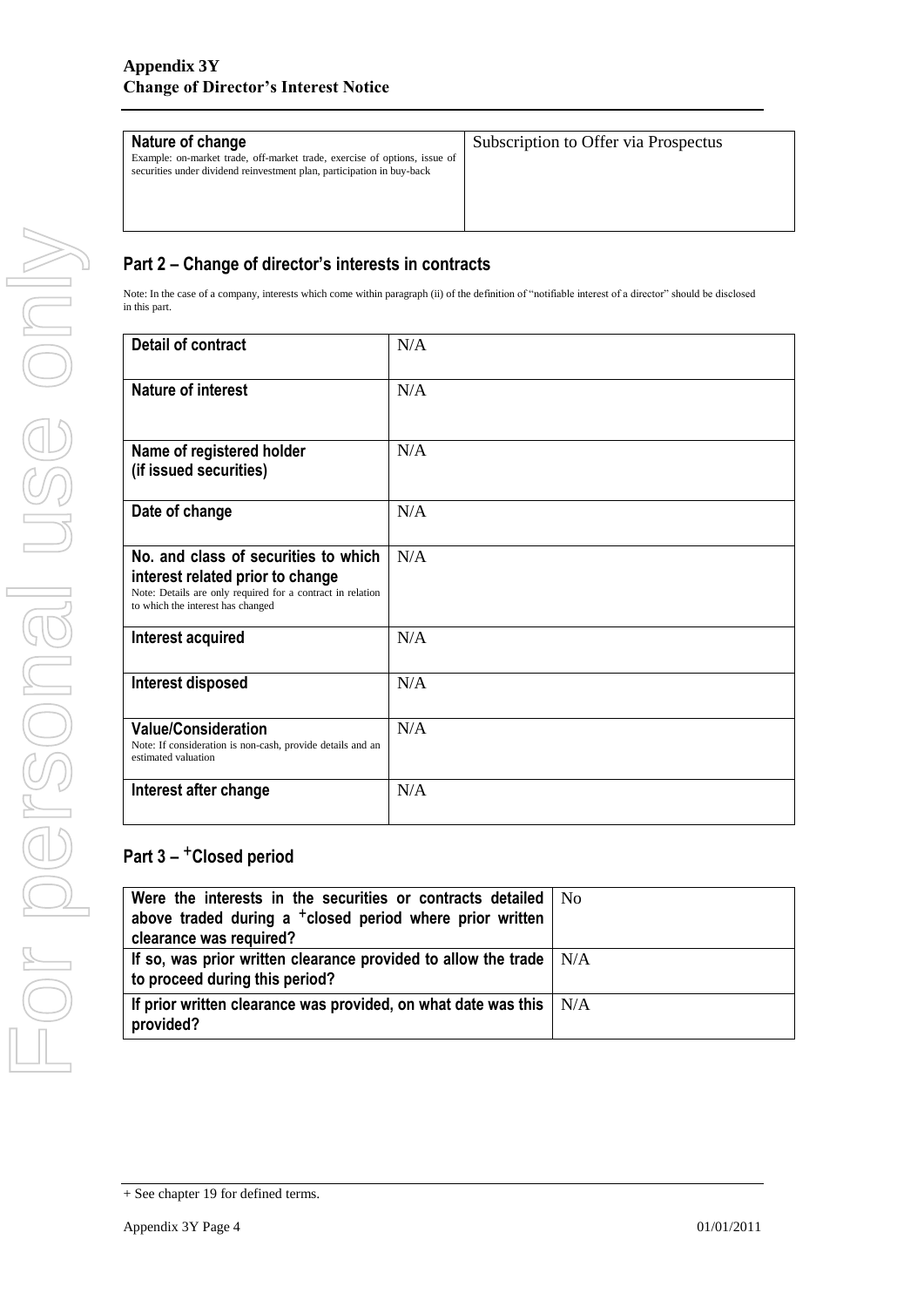| | |
|---|---|
| **Nature of change**<br>Example: on-market trade, off-market trade, exercise of options, issue of securities under dividend reinvestment plan, participation in buy-back | Subscription to Offer via Prospectus |

## Part 2 – Change of director's interests in contracts

Note: In the case of a company, interests which come within paragraph (ii) of the definition of "notifiable interest of a director" should be disclosed in this part.

| | |
|---|---|
| **Detail of contract** | N/A |
| **Nature of interest** | N/A |
| **Name of registered holder (if issued securities)** | N/A |
| **Date of change** | N/A |
| **No. and class of securities to which interest related prior to change**<br>Note: Details are only required for a contract in relation to which the interest has changed | N/A |
| **Interest acquired** | N/A |
| **Interest disposed** | N/A |
| **Value/Consideration**<br>Note: If consideration is non-cash, provide details and an estimated valuation | N/A |
| **Interest after change** | N/A |

## Part 3 – +Closed period

| | |
|---|---|
| **Were the interests in the securities or contracts detailed above traded during a +closed period where prior written clearance was required?** | No |
| **If so, was prior written clearance provided to allow the trade to proceed during this period?** | N/A |
| **If prior written clearance was provided, on what date was this provided?** | N/A |

+ See chapter 19 for defined terms.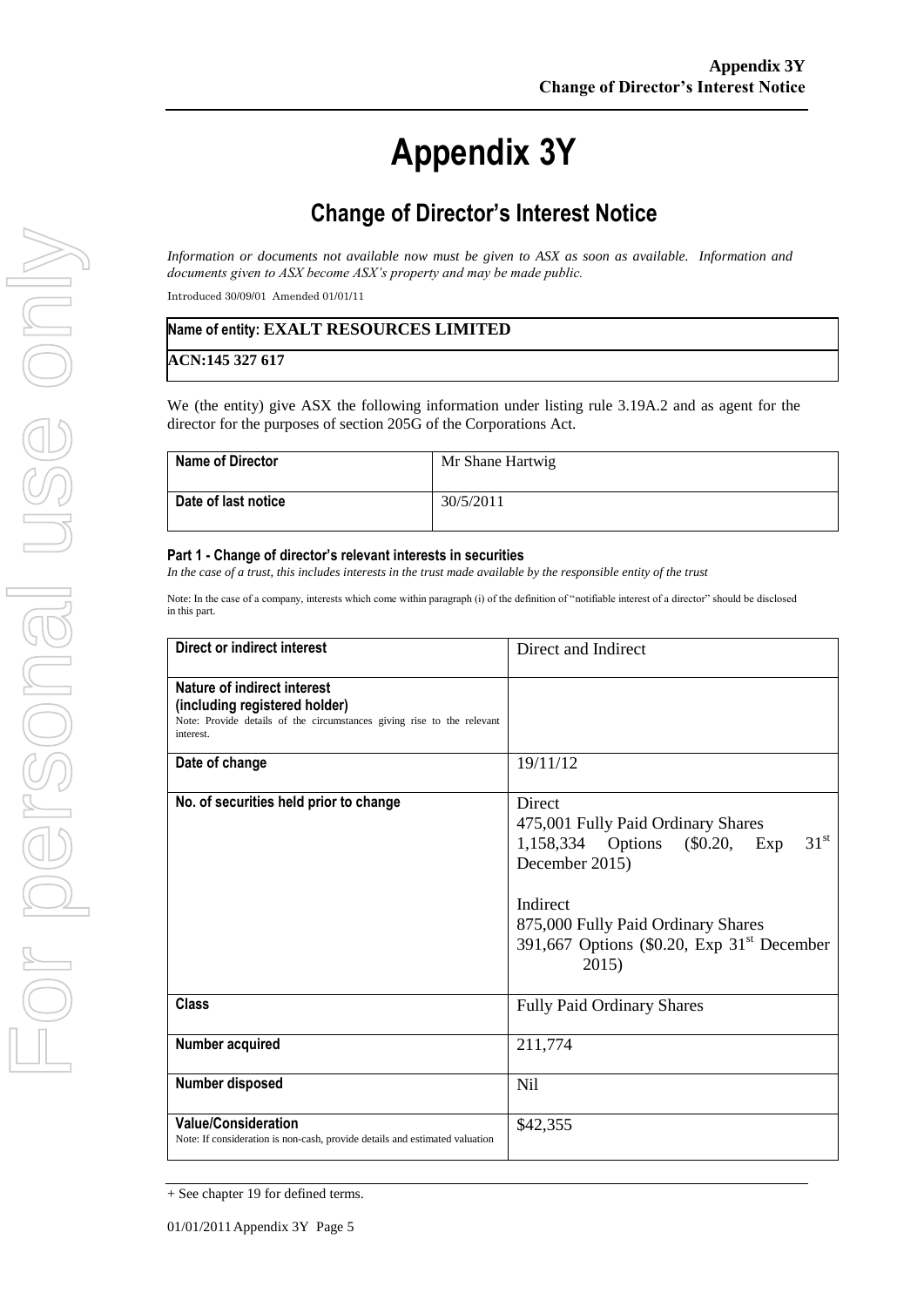# Appendix 3Y

## Change of Director's Interest Notice

*Information or documents not available now must be given to ASX as soon as available. Information and documents given to ASX become ASX's property and may be made public.*

Introduced 30/09/01 Amended 01/01/11

| Name of entity: **EXALT RESOURCES LIMITED** |
|---|
| **ACN:145 327 617** |

We (the entity) give ASX the following information under listing rule 3.19A.2 and as agent for the director for the purposes of section 205G of the Corporations Act.

| **Name of Director** | Mr Shane Hartwig |
|---|---|
| **Date of last notice** | 30/5/2011 |

#### Part 1 - Change of director's relevant interests in securities

*In the case of a trust, this includes interests in the trust made available by the responsible entity of the trust*

Note: In the case of a company, interests which come within paragraph (i) of the definition of "notifiable interest of a director" should be disclosed in this part.

| **Direct or indirect interest** | Direct and Indirect |
|---|---|
| **Nature of indirect interest (including registered holder)**<br>Note: Provide details of the circumstances giving rise to the relevant interest. | |
| **Date of change** | 19/11/12 |
| **No. of securities held prior to change** | Direct<br>475,001 Fully Paid Ordinary Shares<br>1,158,334 Options ($0.20, Exp 31st December 2015)<br><br>Indirect<br>875,000 Fully Paid Ordinary Shares<br>391,667 Options ($0.20, Exp 31st December 2015) |
| **Class** | Fully Paid Ordinary Shares |
| **Number acquired** | 211,774 |
| **Number disposed** | Nil |
| **Value/Consideration**<br>Note: If consideration is non-cash, provide details and estimated valuation | $42,355 |

+ See chapter 19 for defined terms.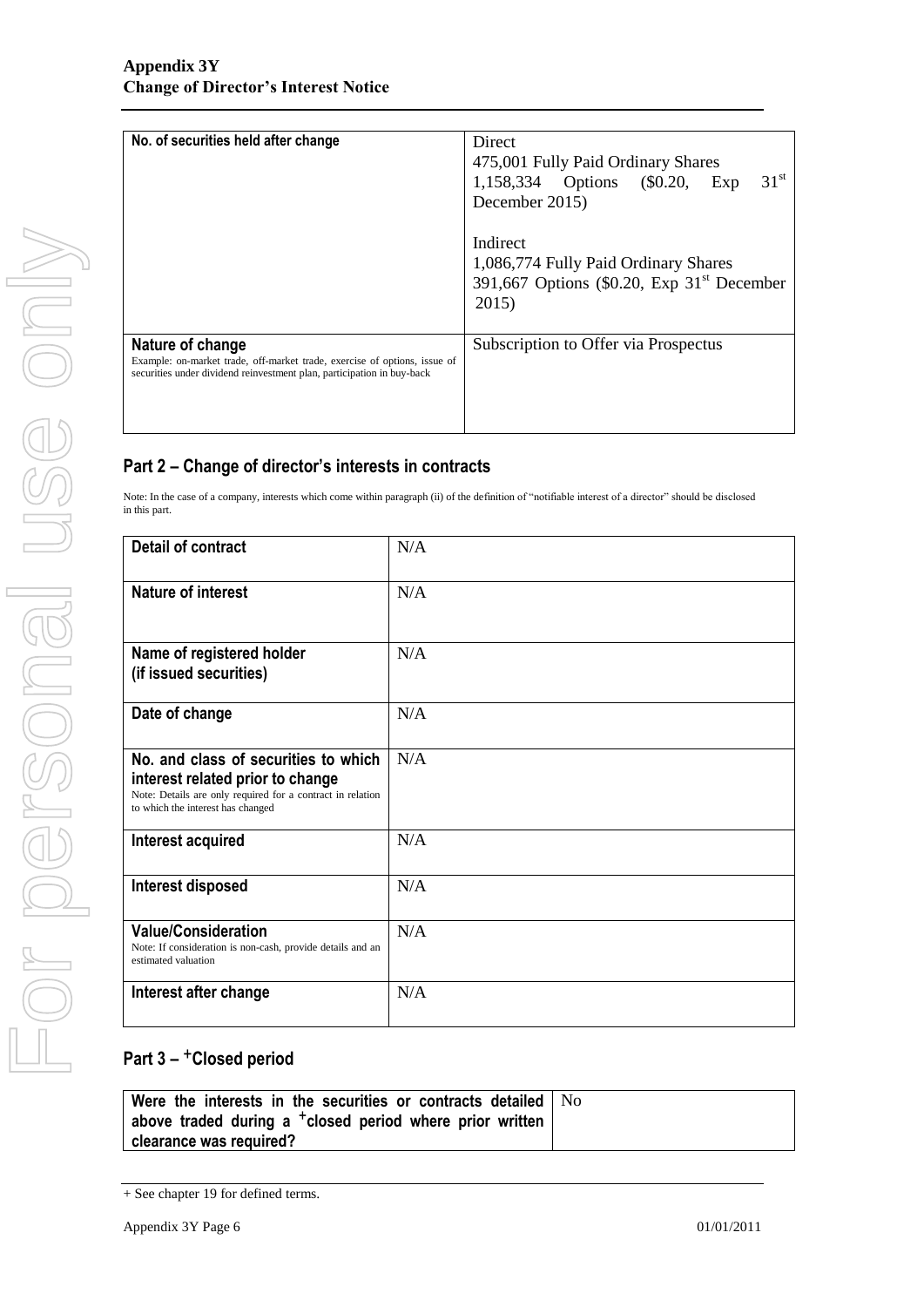| | |
|---|---|
| **No. of securities held after change** | Direct<br>475,001 Fully Paid Ordinary Shares<br>1,158,334 Options ($0.20, Exp 31st December 2015)<br><br>Indirect<br>1,086,774 Fully Paid Ordinary Shares<br>391,667 Options ($0.20, Exp 31st December 2015) |
| **Nature of change**<br>Example: on-market trade, off-market trade, exercise of options, issue of securities under dividend reinvestment plan, participation in buy-back | Subscription to Offer via Prospectus |

## Part 2 – Change of director's interests in contracts

Note: In the case of a company, interests which come within paragraph (ii) of the definition of "notifiable interest of a director" should be disclosed in this part.

| | |
|---|---|
| **Detail of contract** | N/A |
| **Nature of interest** | N/A |
| **Name of registered holder (if issued securities)** | N/A |
| **Date of change** | N/A |
| **No. and class of securities to which interest related prior to change**<br>Note: Details are only required for a contract in relation to which the interest has changed | N/A |
| **Interest acquired** | N/A |
| **Interest disposed** | N/A |
| **Value/Consideration**<br>Note: If consideration is non-cash, provide details and an estimated valuation | N/A |
| **Interest after change** | N/A |

## Part 3 – +Closed period

| | |
|---|---|
| **Were the interests in the securities or contracts detailed above traded during a +closed period where prior written clearance was required?** | No |

+ See chapter 19 for defined terms.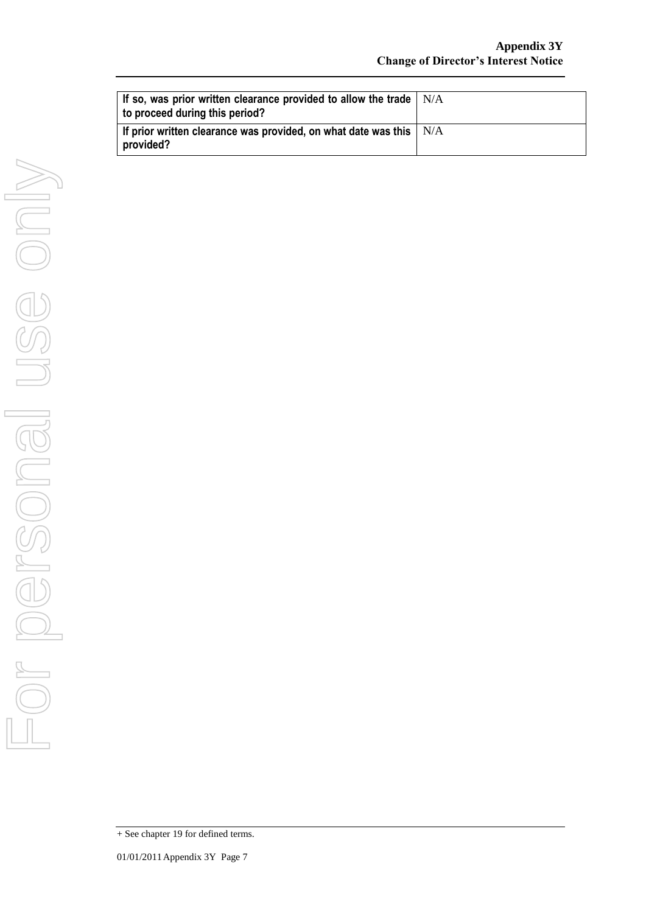| | |
|---|---|
| **If so, was prior written clearance provided to allow the trade to proceed during this period?** | N/A |
| **If prior written clearance was provided, on what date was this provided?** | N/A |

+ See chapter 19 for defined terms.